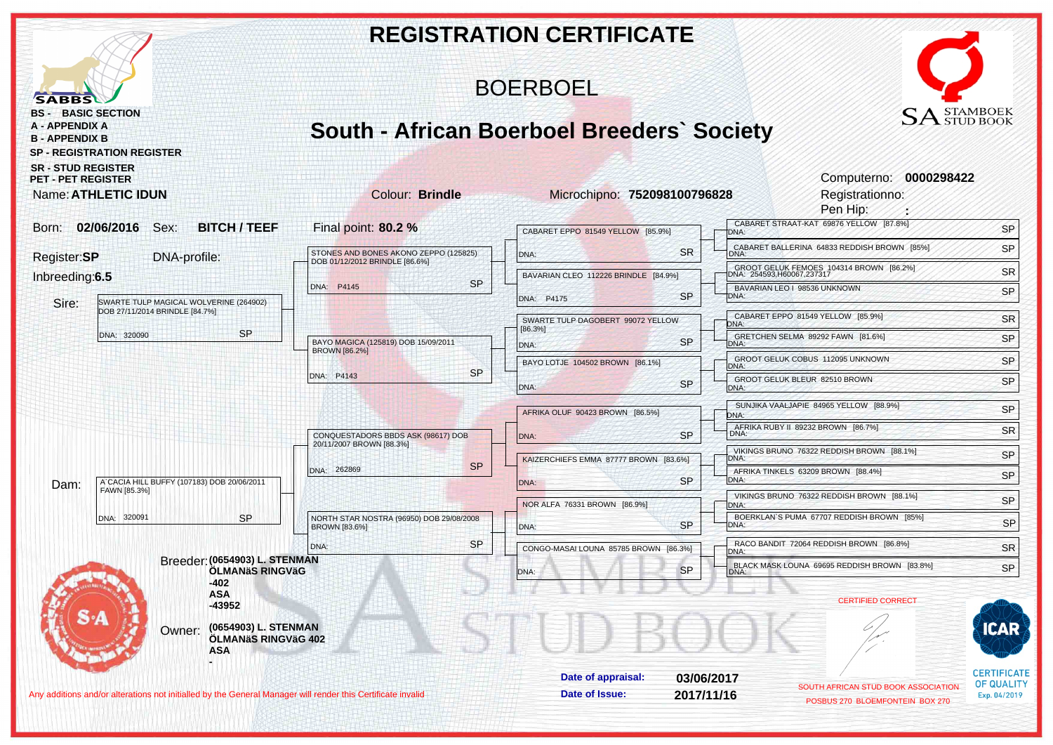# REGISTRATION CERTIFICATE

## BOERBOEL

## South - African Boerboel Breeders` Society

SABBS

- BS - BASIC SECTION
- A - APPENDIX A
- B - APPENDIX B
- SP - REGISTRATION REGISTER
- SR - STUD REGISTER
- PET - PET REGISTER

SA STAMBOEK STUD BOOK

**Name: ATHLETIC IDUN** | Colour: **Brindle** | Microchipno: **752098100796828** | Computerno: **0000298422**

Registrationno:

Pen Hip: **:**

Born: **02/06/2016** | Sex: **BITCH / TEEF** | Final point: **80.2 %**

Register: **SP** | DNA-profile:

Inbreeding: **6.5**

| Parents | Grandparents | Great-grandparents | Great-great-grandparents |
|---|---|---|---|
| **Sire:** SWARTE TULP MAGICAL WOLVERINE (264902) DOB 27/11/2014 BRINDLE [84.7%] DNA: 320090 SP | STONES AND BONES AKONO ZEPPO (125825) DOB 01/12/2012 BRINDLE [86.6%] DNA: P4145 SP | CABARET EPPO 81549 YELLOW [85.9%] DNA: SR | CABARET STRAAT-KAT 69876 YELLOW [87.8%] DNA: SP |
| | | | CABARET BALLERINA 64833 REDDISH BROWN [85%] DNA: SP |
| | | BAVARIAN CLEO 112226 BRINDLE [84.9%] DNA: P4175 SP | GROOT GELUK FEMOES 104314 BROWN [86.2%] DNA: 254593,H60067,237317 SR |
| | | | BAVARIAN LEO I 98536 UNKNOWN DNA: SP |
| | BAYO MAGICA (125819) DOB 15/09/2011 BROWN [86.2%] DNA: P4143 SP | SWARTE TULP DAGOBERT 99072 YELLOW [86.3%] DNA: SP | CABARET EPPO 81549 YELLOW [85.9%] DNA: SR |
| | | | GRETCHEN SELMA 89292 FAWN [81.6%] DNA: SP |
| | | BAYO LOTJE 104502 BROWN [86.1%] DNA: SP | GROOT GELUK COBUS 112095 UNKNOWN DNA: SP |
| | | | GROOT GELUK BLEUR 82510 BROWN DNA: SP |
| **Dam:** A CACIA HILL BUFFY (107183) DOB 20/06/2011 FAWN [85.3%] DNA: 320091 SP | CONQUESTADORS BBDS ASK (98617) DOB 20/11/2007 BROWN [88.3%] DNA: 262869 SP | AFRIKA OLUF 90423 BROWN [86.5%] DNA: SP | SUNJIKA VAALJAPIE 84965 YELLOW [88.9%] DNA: SP |
| | | | AFRIKA RUBY II 89232 BROWN [86.7%] DNA: SR |
| | | KAIZERCHIEFS EMMA 87777 BROWN [83.6%] DNA: SP | VIKINGS BRUNO 76322 REDDISH BROWN [88.1%] DNA: SP |
| | | | AFRIKA TINKELS 63209 BROWN [88.4%] DNA: SP |
| | NORTH STAR NOSTRA (96950) DOB 29/08/2008 BROWN [83.6%] DNA: SP | NOR ALFA 76331 BROWN [86.9%] DNA: SP | VIKINGS BRUNO 76322 REDDISH BROWN [88.1%] DNA: SP |
| | | | BOERKLAN`S PUMA 67707 REDDISH BROWN [85%] DNA: SP |
| | | CONGO-MASAI LOUNA 85785 BROWN [86.3%] DNA: SP | RACO BANDIT 72064 REDDISH BROWN [86.8%] DNA: SR |
| | | | BLACK MASK LOUNA 69695 REDDISH BROWN [83.8%] DNA: SP |

Breeder: **(0654903) L. STENMAN ÖLMANäS RINGVäG -402 ASA -43952**

Owner: **(0654903) L. STENMAN ÖLMANäS RINGVäG 402 ASA -**

CERTIFIED CORRECT

**Date of appraisal:** **03/06/2017**

**Date of Issue:** **2017/11/16**

SOUTH AFRICAN STUD BOOK ASSOCIATION
POSBUS 270 BLOEMFONTEIN BOX 270

ICAR CERTIFICATE OF QUALITY Exp. 04/2019

Any additions and/or alterations not initialled by the General Manager will render this Certificate invalid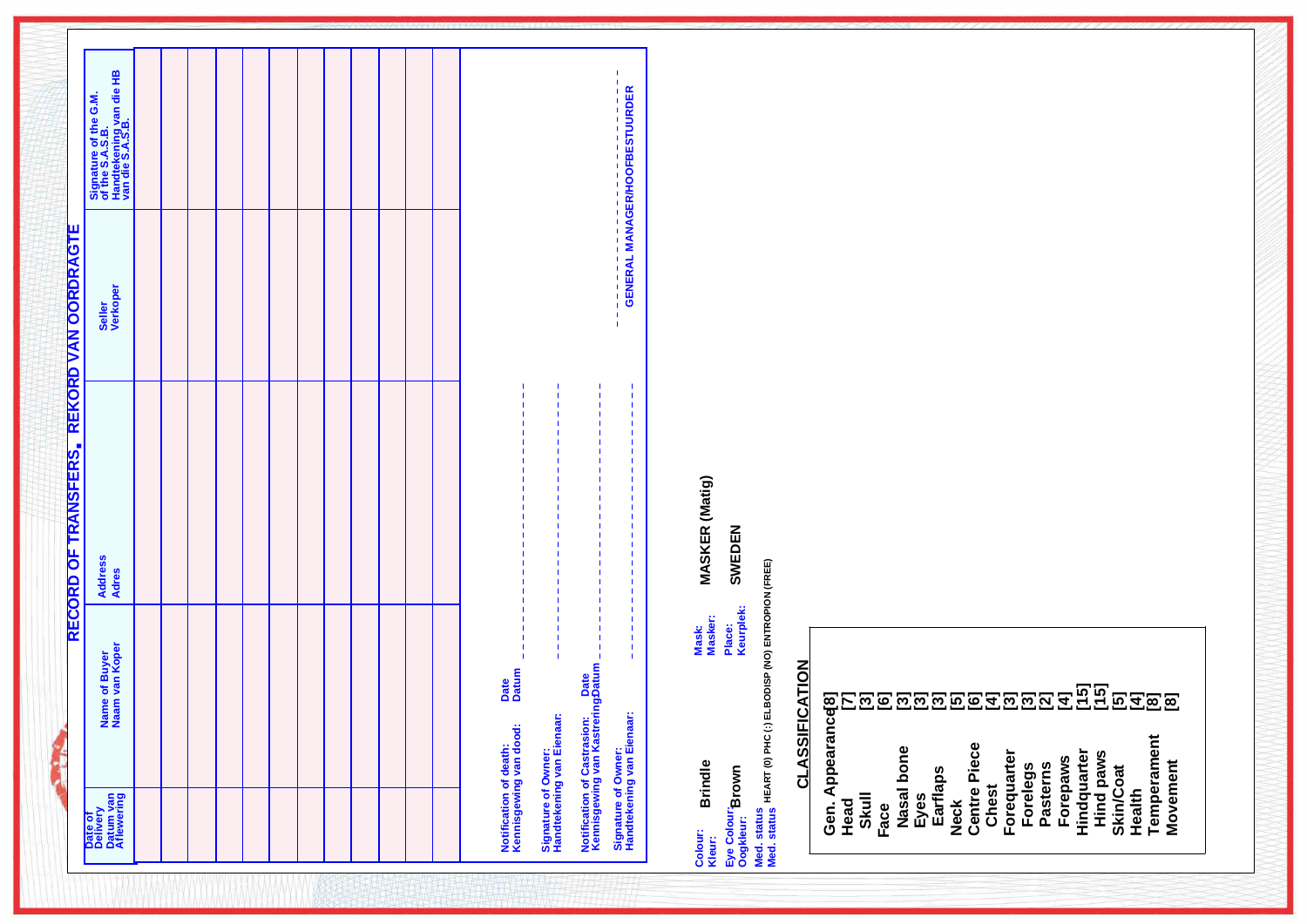# RECORD OF TRANSFERS. REKORD VAN OORDRAGTE

| Date of Delivery Datum van Aflewering | Name of Buyer Naam van Koper | Address Adres | Seller Verkoper | Signature of the G.M. of the S.A.S.B. Handtekening van die HB van die S.A.S.B. |
|---|---|---|---|---|
| | | | | |
| | | | | |
| | | | | |
| | | | | |
| | | | | |
| | | | | |
| | | | | |
| | | | | |
| | | | | |
| | | | | |
| | | | | |
| | | | | |

Notification of death: Kennisgewing van dood: Date Datum ----------------

Signature of Owner: Handtekening van Eienaar: ----------------

Notification of Castrasion: Kennisgewing van Kastrering Date Datum ----------------

Signature of Owner: Handtekening van Eienaar: ----------------

---------------- GENERAL MANAGER/HOOFBESTUURDER

Colour: Kleur: Brindle

Mask: Masker: MASKER (Matig)

Eye Colour: Oogkleur: Brown

Place: Keurplek: SWEDEN

Med. status HEART (0) PHC (-) ELBODISP (NO) ENTROPION (FREE)

Med. status

## CLASSIFICATION

| | |
|---|---|
| Gen. Appearance | [8] |
| Head | [7] |
| Skull | [3] |
| Face | [6] |
| Nasal bone | [3] |
| Eyes | [3] |
| Earflaps | [3] |
| Neck | [5] |
| Centre Piece | [6] |
| Chest | [4] |
| Forequarter | [3] |
| Forelegs | [3] |
| Pasterns | [2] |
| Forepaws | [4] |
| Hindquarter | [15] |
| Hind paws | [15] |
| Skin/Coat | [5] |
| Health | [4] |
| Temperament | [8] |
| Movement | [8] |